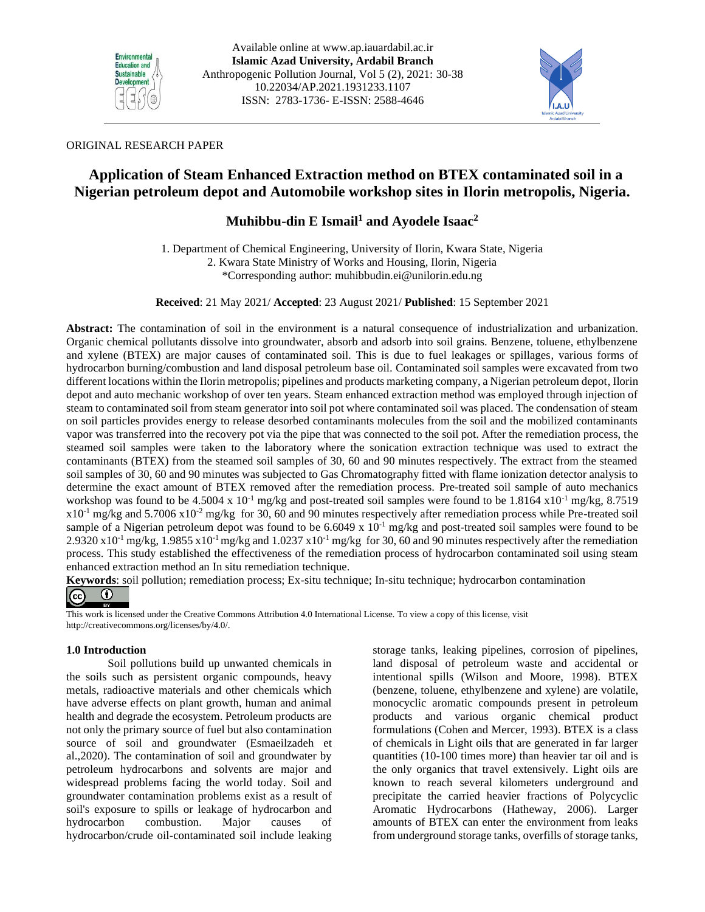Available online at www.ap.iauardabil.ac.ir
**Islamic Azad University, Ardabil Branch**
Anthropogenic Pollution Journal, Vol 5 (2), 2021: 30-38
10.22034/AP.2021.1931233.1107
ISSN: 2783-1736- E-ISSN: 2588-4646

ORIGINAL RESEARCH PAPER

# Application of Steam Enhanced Extraction method on BTEX contaminated soil in a Nigerian petroleum depot and Automobile workshop sites in Ilorin metropolis, Nigeria.

**Muhibbu-din E Ismail[1] and Ayodele Isaac[2]**

1. Department of Chemical Engineering, University of Ilorin, Kwara State, Nigeria
2. Kwara State Ministry of Works and Housing, Ilorin, Nigeria
*Corresponding author: muhibbudin.ei@unilorin.edu.ng

**Received**: 21 May 2021/ **Accepted**: 23 August 2021/ **Published**: 15 September 2021

**Abstract:** The contamination of soil in the environment is a natural consequence of industrialization and urbanization. Organic chemical pollutants dissolve into groundwater, absorb and adsorb into soil grains. Benzene, toluene, ethylbenzene and xylene (BTEX) are major causes of contaminated soil. This is due to fuel leakages or spillages, various forms of hydrocarbon burning/combustion and land disposal petroleum base oil. Contaminated soil samples were excavated from two different locations within the Ilorin metropolis; pipelines and products marketing company, a Nigerian petroleum depot, Ilorin depot and auto mechanic workshop of over ten years. Steam enhanced extraction method was employed through injection of steam to contaminated soil from steam generator into soil pot where contaminated soil was placed. The condensation of steam on soil particles provides energy to release desorbed contaminants molecules from the soil and the mobilized contaminants vapor was transferred into the recovery pot via the pipe that was connected to the soil pot. After the remediation process, the steamed soil samples were taken to the laboratory where the sonication extraction technique was used to extract the contaminants (BTEX) from the steamed soil samples of 30, 60 and 90 minutes respectively. The extract from the steamed soil samples of 30, 60 and 90 minutes was subjected to Gas Chromatography fitted with flame ionization detector analysis to determine the exact amount of BTEX removed after the remediation process. Pre-treated soil sample of auto mechanics workshop was found to be 4.5004 x $10^{-1}$ mg/kg and post-treated soil samples were found to be 1.8164 x$10^{-1}$ mg/kg, 8.7519 x$10^{-1}$ mg/kg and 5.7006 x$10^{-2}$ mg/kg for 30, 60 and 90 minutes respectively after remediation process while Pre-treated soil sample of a Nigerian petroleum depot was found to be 6.6049 x $10^{-1}$ mg/kg and post-treated soil samples were found to be 2.9320 x$10^{-1}$ mg/kg, 1.9855 x$10^{-1}$ mg/kg and 1.0237 x$10^{-1}$ mg/kg for 30, 60 and 90 minutes respectively after the remediation process. This study established the effectiveness of the remediation process of hydrocarbon contaminated soil using steam enhanced extraction method an In situ remediation technique.

**Keywords**: soil pollution; remediation process; Ex-situ technique; In-situ technique; hydrocarbon contamination

This work is licensed under the Creative Commons Attribution 4.0 International License. To view a copy of this license, visit http://creativecommons.org/licenses/by/4.0/.

## 1.0 Introduction

Soil pollutions build up unwanted chemicals in the soils such as persistent organic compounds, heavy metals, radioactive materials and other chemicals which have adverse effects on plant growth, human and animal health and degrade the ecosystem. Petroleum products are not only the primary source of fuel but also contamination source of soil and groundwater (Esmaeilzadeh et al.,2020). The contamination of soil and groundwater by petroleum hydrocarbons and solvents are major and widespread problems facing the world today. Soil and groundwater contamination problems exist as a result of soil's exposure to spills or leakage of hydrocarbon and hydrocarbon combustion. Major causes of hydrocarbon/crude oil-contaminated soil include leaking storage tanks, leaking pipelines, corrosion of pipelines, land disposal of petroleum waste and accidental or intentional spills (Wilson and Moore, 1998). BTEX (benzene, toluene, ethylbenzene and xylene) are volatile, monocyclic aromatic compounds present in petroleum products and various organic chemical product formulations (Cohen and Mercer, 1993). BTEX is a class of chemicals in Light oils that are generated in far larger quantities (10-100 times more) than heavier tar oil and is the only organics that travel extensively. Light oils are known to reach several kilometers underground and precipitate the carried heavier fractions of Polycyclic Aromatic Hydrocarbons (Hatheway, 2006). Larger amounts of BTEX can enter the environment from leaks from underground storage tanks, overfills of storage tanks,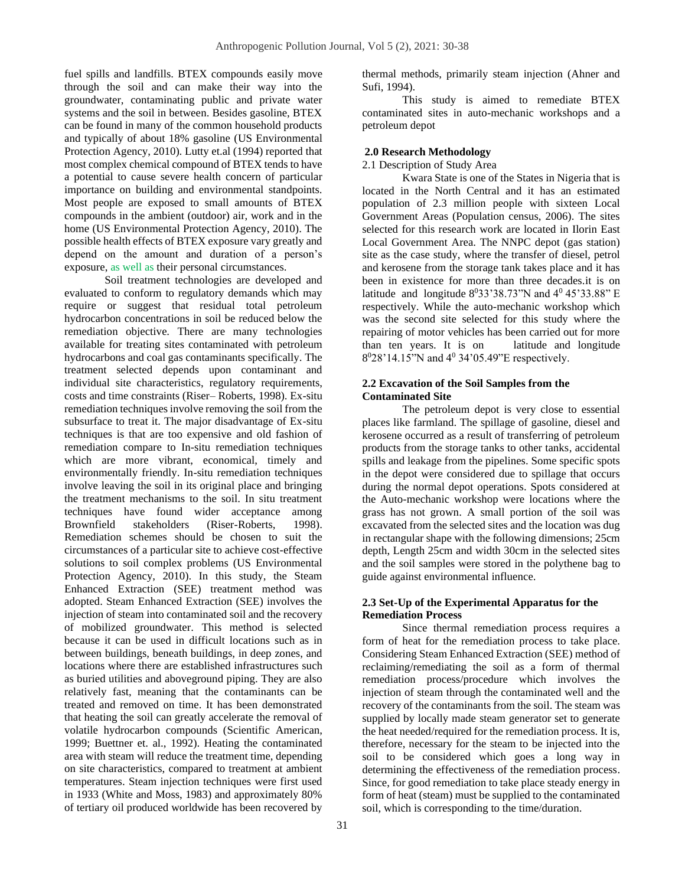fuel spills and landfills. BTEX compounds easily move through the soil and can make their way into the groundwater, contaminating public and private water systems and the soil in between. Besides gasoline, BTEX can be found in many of the common household products and typically of about 18% gasoline (US Environmental Protection Agency, 2010). Lutty et.al (1994) reported that most complex chemical compound of BTEX tends to have a potential to cause severe health concern of particular importance on building and environmental standpoints. Most people are exposed to small amounts of BTEX compounds in the ambient (outdoor) air, work and in the home (US Environmental Protection Agency, 2010). The possible health effects of BTEX exposure vary greatly and depend on the amount and duration of a person's exposure, as well as their personal circumstances.

Soil treatment technologies are developed and evaluated to conform to regulatory demands which may require or suggest that residual total petroleum hydrocarbon concentrations in soil be reduced below the remediation objective. There are many technologies available for treating sites contaminated with petroleum hydrocarbons and coal gas contaminants specifically. The treatment selected depends upon contaminant and individual site characteristics, regulatory requirements, costs and time constraints (Riser– Roberts, 1998). Ex-situ remediation techniques involve removing the soil from the subsurface to treat it. The major disadvantage of Ex-situ techniques is that are too expensive and old fashion of remediation compare to In-situ remediation techniques which are more vibrant, economical, timely and environmentally friendly. In-situ remediation techniques involve leaving the soil in its original place and bringing the treatment mechanisms to the soil. In situ treatment techniques have found wider acceptance among Brownfield stakeholders (Riser-Roberts, 1998). Remediation schemes should be chosen to suit the circumstances of a particular site to achieve cost-effective solutions to soil complex problems (US Environmental Protection Agency, 2010). In this study, the Steam Enhanced Extraction (SEE) treatment method was adopted. Steam Enhanced Extraction (SEE) involves the injection of steam into contaminated soil and the recovery of mobilized groundwater. This method is selected because it can be used in difficult locations such as in between buildings, beneath buildings, in deep zones, and locations where there are established infrastructures such as buried utilities and aboveground piping. They are also relatively fast, meaning that the contaminants can be treated and removed on time. It has been demonstrated that heating the soil can greatly accelerate the removal of volatile hydrocarbon compounds (Scientific American, 1999; Buettner et. al., 1992). Heating the contaminated area with steam will reduce the treatment time, depending on site characteristics, compared to treatment at ambient temperatures. Steam injection techniques were first used in 1933 (White and Moss, 1983) and approximately 80% of tertiary oil produced worldwide has been recovered by thermal methods, primarily steam injection (Ahner and Sufi, 1994).

This study is aimed to remediate BTEX contaminated sites in auto-mechanic workshops and a petroleum depot

## 2.0 Research Methodology

2.1 Description of Study Area

Kwara State is one of the States in Nigeria that is located in the North Central and it has an estimated population of 2.3 million people with sixteen Local Government Areas (Population census, 2006). The sites selected for this research work are located in Ilorin East Local Government Area. The NNPC depot (gas station) site as the case study, where the transfer of diesel, petrol and kerosene from the storage tank takes place and it has been in existence for more than three decades.it is on latitude and longitude $8^0$33'38.73"N and $4^0$ 45'33.88" E respectively. While the auto-mechanic workshop which was the second site selected for this study where the repairing of motor vehicles has been carried out for more than ten years. It is on latitude and longitude $8^0$28'14.15"N and $4^0$ 34'05.49"E respectively.

### 2.2 Excavation of the Soil Samples from the Contaminated Site

The petroleum depot is very close to essential places like farmland. The spillage of gasoline, diesel and kerosene occurred as a result of transferring of petroleum products from the storage tanks to other tanks, accidental spills and leakage from the pipelines. Some specific spots in the depot were considered due to spillage that occurs during the normal depot operations. Spots considered at the Auto-mechanic workshop were locations where the grass has not grown. A small portion of the soil was excavated from the selected sites and the location was dug in rectangular shape with the following dimensions; 25cm depth, Length 25cm and width 30cm in the selected sites and the soil samples were stored in the polythene bag to guide against environmental influence.

### 2.3 Set-Up of the Experimental Apparatus for the Remediation Process

Since thermal remediation process requires a form of heat for the remediation process to take place. Considering Steam Enhanced Extraction (SEE) method of reclaiming/remediating the soil as a form of thermal remediation process/procedure which involves the injection of steam through the contaminated well and the recovery of the contaminants from the soil. The steam was supplied by locally made steam generator set to generate the heat needed/required for the remediation process. It is, therefore, necessary for the steam to be injected into the soil to be considered which goes a long way in determining the effectiveness of the remediation process. Since, for good remediation to take place steady energy in form of heat (steam) must be supplied to the contaminated soil, which is corresponding to the time/duration.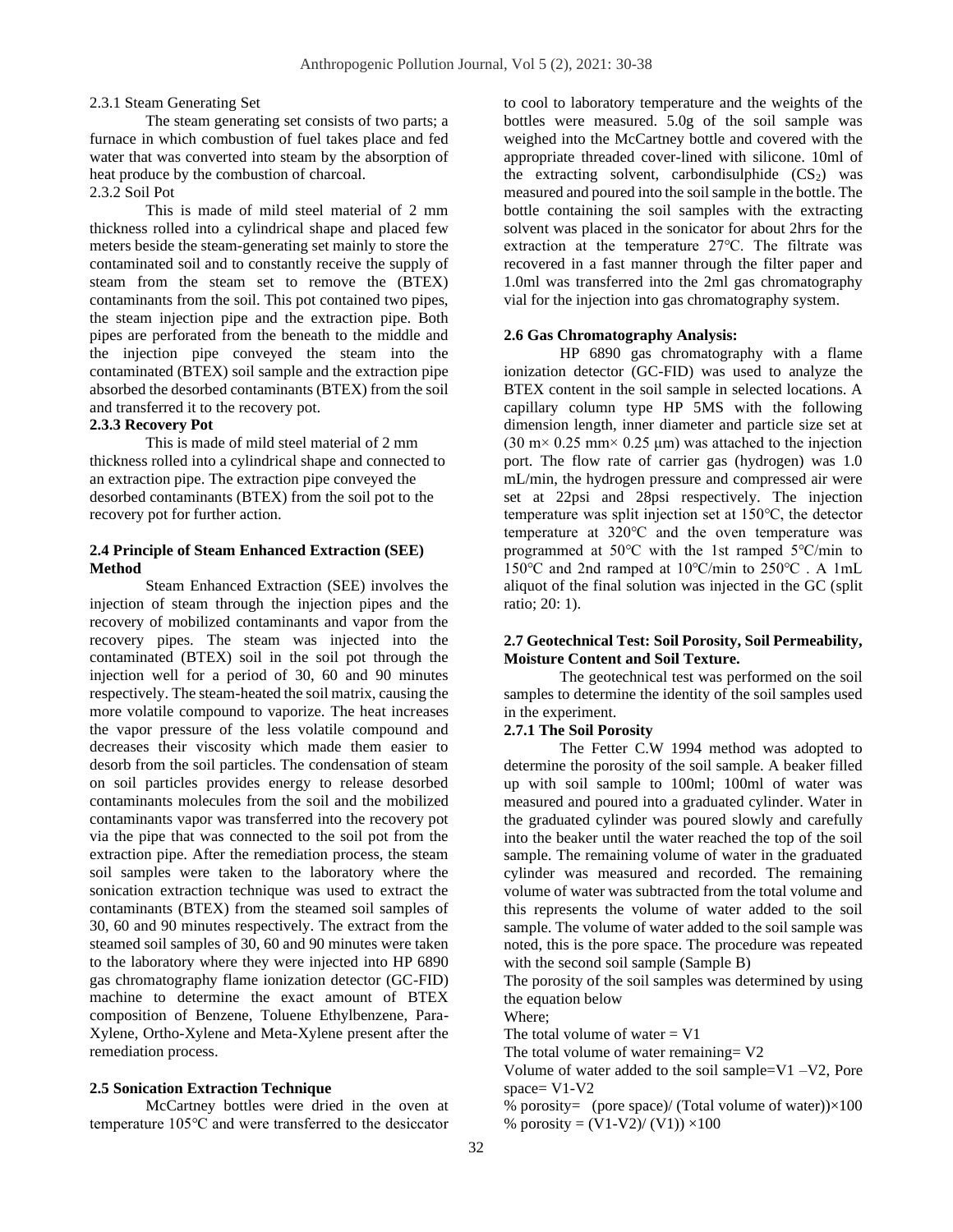2.3.1 Steam Generating Set

The steam generating set consists of two parts; a furnace in which combustion of fuel takes place and fed water that was converted into steam by the absorption of heat produce by the combustion of charcoal.

2.3.2 Soil Pot

This is made of mild steel material of 2 mm thickness rolled into a cylindrical shape and placed few meters beside the steam-generating set mainly to store the contaminated soil and to constantly receive the supply of steam from the steam set to remove the (BTEX) contaminants from the soil. This pot contained two pipes, the steam injection pipe and the extraction pipe. Both pipes are perforated from the beneath to the middle and the injection pipe conveyed the steam into the contaminated (BTEX) soil sample and the extraction pipe absorbed the desorbed contaminants (BTEX) from the soil and transferred it to the recovery pot.

**2.3.3 Recovery Pot**

This is made of mild steel material of 2 mm thickness rolled into a cylindrical shape and connected to an extraction pipe. The extraction pipe conveyed the desorbed contaminants (BTEX) from the soil pot to the recovery pot for further action.

**2.4 Principle of Steam Enhanced Extraction (SEE) Method**

Steam Enhanced Extraction (SEE) involves the injection of steam through the injection pipes and the recovery of mobilized contaminants and vapor from the recovery pipes. The steam was injected into the contaminated (BTEX) soil in the soil pot through the injection well for a period of 30, 60 and 90 minutes respectively. The steam-heated the soil matrix, causing the more volatile compound to vaporize. The heat increases the vapor pressure of the less volatile compound and decreases their viscosity which made them easier to desorb from the soil particles. The condensation of steam on soil particles provides energy to release desorbed contaminants molecules from the soil and the mobilized contaminants vapor was transferred into the recovery pot via the pipe that was connected to the soil pot from the extraction pipe. After the remediation process, the steam soil samples were taken to the laboratory where the sonication extraction technique was used to extract the contaminants (BTEX) from the steamed soil samples of 30, 60 and 90 minutes respectively. The extract from the steamed soil samples of 30, 60 and 90 minutes were taken to the laboratory where they were injected into HP 6890 gas chromatography flame ionization detector (GC-FID) machine to determine the exact amount of BTEX composition of Benzene, Toluene Ethylbenzene, Para-Xylene, Ortho-Xylene and Meta-Xylene present after the remediation process.

**2.5 Sonication Extraction Technique**

McCartney bottles were dried in the oven at temperature 105°C and were transferred to the desiccator to cool to laboratory temperature and the weights of the bottles were measured. 5.0g of the soil sample was weighed into the McCartney bottle and covered with the appropriate threaded cover-lined with silicone. 10ml of the extracting solvent, carbondisulphide ($CS_2$) was measured and poured into the soil sample in the bottle. The bottle containing the soil samples with the extracting solvent was placed in the sonicator for about 2hrs for the extraction at the temperature 27°C. The filtrate was recovered in a fast manner through the filter paper and 1.0ml was transferred into the 2ml gas chromatography vial for the injection into gas chromatography system.

**2.6 Gas Chromatography Analysis:**

HP 6890 gas chromatography with a flame ionization detector (GC-FID) was used to analyze the BTEX content in the soil sample in selected locations. A capillary column type HP 5MS with the following dimension length, inner diameter and particle size set at (30 m× 0.25 mm× 0.25 μm) was attached to the injection port. The flow rate of carrier gas (hydrogen) was 1.0 mL/min, the hydrogen pressure and compressed air were set at 22psi and 28psi respectively. The injection temperature was split injection set at 150°C, the detector temperature at 320°C and the oven temperature was programmed at 50°C with the 1st ramped 5°C/min to 150°C and 2nd ramped at 10°C/min to 250°C . A 1mL aliquot of the final solution was injected in the GC (split ratio; 20: 1).

**2.7 Geotechnical Test: Soil Porosity, Soil Permeability, Moisture Content and Soil Texture.**

The geotechnical test was performed on the soil samples to determine the identity of the soil samples used in the experiment.

**2.7.1 The Soil Porosity**

The Fetter C.W 1994 method was adopted to determine the porosity of the soil sample. A beaker filled up with soil sample to 100ml; 100ml of water was measured and poured into a graduated cylinder. Water in the graduated cylinder was poured slowly and carefully into the beaker until the water reached the top of the soil sample. The remaining volume of water in the graduated cylinder was measured and recorded. The remaining volume of water was subtracted from the total volume and this represents the volume of water added to the soil sample. The volume of water added to the soil sample was noted, this is the pore space. The procedure was repeated with the second soil sample (Sample B)

The porosity of the soil samples was determined by using the equation below

Where;

The total volume of water = $V1$

The total volume of water remaining= $V2$

Volume of water added to the soil sample=$V1 - V2$, Pore space= $V1-V2$

$$\%\ porosity = (pore\ space)/\ (Total\ volume\ of\ water)) \times 100$$

$$\%\ porosity = (V1-V2)/\ (V1)) \times 100$$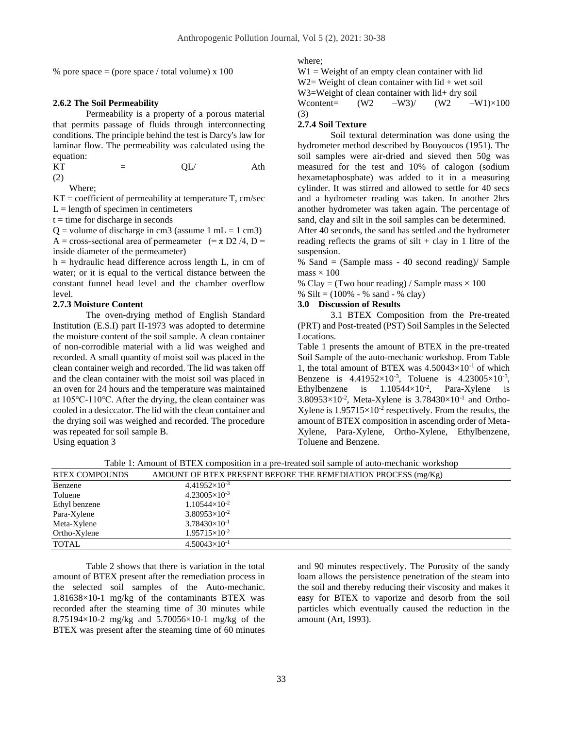% pore space = (pore space / total volume) x 100

#### 2.6.2 The Soil Permeability

Permeability is a property of a porous material that permits passage of fluids through interconnecting conditions. The principle behind the test is Darcy's law for laminar flow. The permeability was calculated using the equation:

$$KT = QL/Ath \quad (2)$$

Where;

KT = coefficient of permeability at temperature T, cm/sec

L = length of specimen in centimeters

t = time for discharge in seconds

Q = volume of discharge in cm3 (assume 1 mL = 1 cm3)

A = cross-sectional area of permeameter ($= \pi D2/4$, D = inside diameter of the permeameter)

h = hydraulic head difference across length L, in cm of water; or it is equal to the vertical distance between the constant funnel head level and the chamber overflow level.

#### 2.7.3 Moisture Content

The oven-drying method of English Standard Institution (E.S.I) part II-1973 was adopted to determine the moisture content of the soil sample. A clean container of non-corrodible material with a lid was weighed and recorded. A small quantity of moist soil was placed in the clean container weigh and recorded. The lid was taken off and the clean container with the moist soil was placed in an oven for 24 hours and the temperature was maintained at 105°C-110°C. After the drying, the clean container was cooled in a desiccator. The lid with the clean container and the drying soil was weighed and recorded. The procedure was repeated for soil sample B.

Using equation 3

where;

W1 = Weight of an empty clean container with lid

W2= Weight of clean container with lid + wet soil

W3=Weight of clean container with lid+ dry soil

$$Wcontent = (W2 - W3)/ (W2 - W1)\times100 \quad (3)$$

#### 2.7.4 Soil Texture

Soil textural determination was done using the hydrometer method described by Bouyoucos (1951). The soil samples were air-dried and sieved then 50g was measured for the test and 10% of calogon (sodium hexametaphosphate) was added to it in a measuring cylinder. It was stirred and allowed to settle for 40 secs and a hydrometer reading was taken. In another 2hrs another hydrometer was taken again. The percentage of sand, clay and silt in the soil samples can be determined.

After 40 seconds, the sand has settled and the hydrometer reading reflects the grams of silt + clay in 1 litre of the suspension.

% Sand = (Sample mass - 40 second reading)/ Sample mass × 100

% Clay = (Two hour reading) / Sample mass × 100

% Silt = (100% - % sand - % clay)

## 3.0 Discussion of Results

3.1 BTEX Composition from the Pre-treated (PRT) and Post-treated (PST) Soil Samples in the Selected Locations.

Table 1 presents the amount of BTEX in the pre-treated Soil Sample of the auto-mechanic workshop. From Table 1, the total amount of BTEX was $4.50043\times10^{-1}$ of which Benzene is $4.41952\times10^{-3}$, Toluene is $4.23005\times10^{-3}$, Ethylbenzene is $1.10544\times10^{-2}$, Para-Xylene is $3.80953\times10^{-2}$, Meta-Xylene is $3.78430\times10^{-1}$ and Ortho-Xylene is $1.95715\times10^{-2}$ respectively. From the results, the amount of BTEX composition in ascending order of Meta-Xylene, Para-Xylene, Ortho-Xylene, Ethylbenzene, Toluene and Benzene.

Table 1: Amount of BTEX composition in a pre-treated soil sample of auto-mechanic workshop

| BTEX COMPOUNDS | AMOUNT OF BTEX PRESENT BEFORE THE REMEDIATION PROCESS (mg/Kg) |
|---|---|
| Benzene | $4.41952\times10^{-3}$ |
| Toluene | $4.23005\times10^{-3}$ |
| Ethyl benzene | $1.10544\times10^{-2}$ |
| Para-Xylene | $3.80953\times10^{-2}$ |
| Meta-Xylene | $3.78430\times10^{-1}$ |
| Ortho-Xylene | $1.95715\times10^{-2}$ |
| TOTAL | $4.50043\times10^{-1}$ |

Table 2 shows that there is variation in the total amount of BTEX present after the remediation process in the selected soil samples of the Auto-mechanic. 1.81638×10-1 mg/kg of the contaminants BTEX was recorded after the steaming time of 30 minutes while 8.75194×10-2 mg/kg and 5.70056×10-1 mg/kg of the BTEX was present after the steaming time of 60 minutes and 90 minutes respectively. The Porosity of the sandy loam allows the persistence penetration of the steam into the soil and thereby reducing their viscosity and makes it easy for BTEX to vaporize and desorb from the soil particles which eventually caused the reduction in the amount (Art, 1993).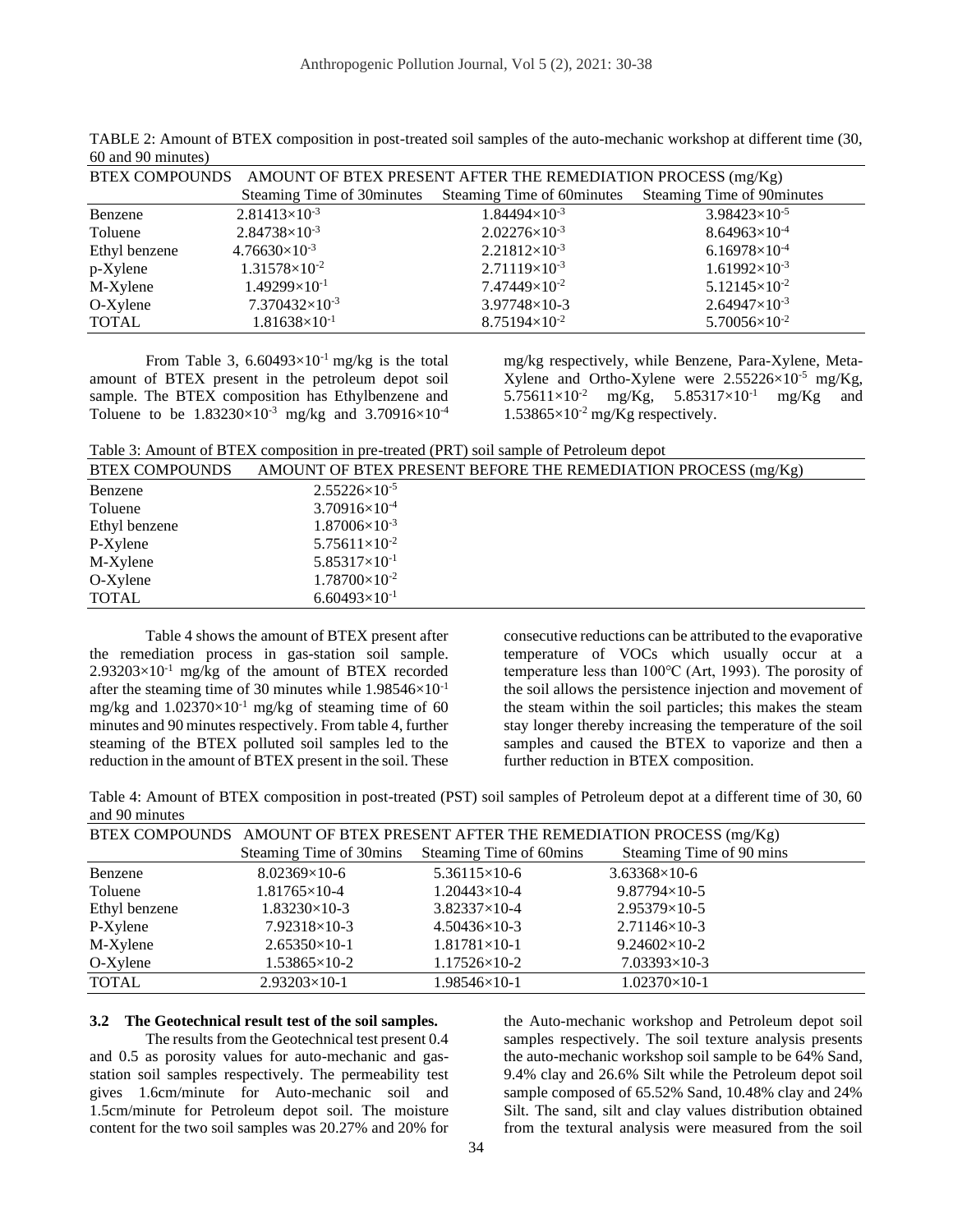TABLE 2: Amount of BTEX composition in post-treated soil samples of the auto-mechanic workshop at different time (30, 60 and 90 minutes)

| BTEX COMPOUNDS | AMOUNT OF BTEX PRESENT AFTER THE REMEDIATION PROCESS (mg/Kg) | | |
|---|---|---|---|
| | Steaming Time of 30minutes | Steaming Time of 60minutes | Steaming Time of 90minutes |
| Benzene | $2.81413\times10^{-3}$ | $1.84494\times10^{-3}$ | $3.98423\times10^{-5}$ |
| Toluene | $2.84738\times10^{-3}$ | $2.02276\times10^{-3}$ | $8.64963\times10^{-4}$ |
| Ethyl benzene | $4.76630\times10^{-3}$ | $2.21812\times10^{-3}$ | $6.16978\times10^{-4}$ |
| p-Xylene | $1.31578\times10^{-2}$ | $2.71119\times10^{-3}$ | $1.61992\times10^{-3}$ |
| M-Xylene | $1.49299\times10^{-1}$ | $7.47449\times10^{-2}$ | $5.12145\times10^{-2}$ |
| O-Xylene | $7.370432\times10^{-3}$ | 3.97748×10-3 | $2.64947\times10^{-3}$ |
| TOTAL | $1.81638\times10^{-1}$ | $8.75194\times10^{-2}$ | $5.70056\times10^{-2}$ |

From Table 3, $6.60493\times10^{-1}$ mg/kg is the total amount of BTEX present in the petroleum depot soil sample. The BTEX composition has Ethylbenzene and Toluene to be $1.83230\times10^{-3}$ mg/kg and $3.70916\times10^{-4}$ mg/kg respectively, while Benzene, Para-Xylene, Meta-Xylene and Ortho-Xylene were $2.55226\times10^{-5}$ mg/Kg, $5.75611\times10^{-2}$ mg/Kg, $5.85317\times10^{-1}$ mg/Kg and $1.53865\times10^{-2}$ mg/Kg respectively.

Table 3: Amount of BTEX composition in pre-treated (PRT) soil sample of Petroleum depot

| BTEX COMPOUNDS | AMOUNT OF BTEX PRESENT BEFORE THE REMEDIATION PROCESS (mg/Kg) |
|---|---|
| Benzene | $2.55226\times10^{-5}$ |
| Toluene | $3.70916\times10^{-4}$ |
| Ethyl benzene | $1.87006\times10^{-3}$ |
| P-Xylene | $5.75611\times10^{-2}$ |
| M-Xylene | $5.85317\times10^{-1}$ |
| O-Xylene | $1.78700\times10^{-2}$ |
| TOTAL | $6.60493\times10^{-1}$ |

Table 4 shows the amount of BTEX present after the remediation process in gas-station soil sample. $2.93203\times10^{-1}$ mg/kg of the amount of BTEX recorded after the steaming time of 30 minutes while $1.98546\times10^{-1}$ mg/kg and $1.02370\times10^{-1}$ mg/kg of steaming time of 60 minutes and 90 minutes respectively. From table 4, further steaming of the BTEX polluted soil samples led to the reduction in the amount of BTEX present in the soil. These consecutive reductions can be attributed to the evaporative temperature of VOCs which usually occur at a temperature less than 100°C (Art, 1993). The porosity of the soil allows the persistence injection and movement of the steam within the soil particles; this makes the steam stay longer thereby increasing the temperature of the soil samples and caused the BTEX to vaporize and then a further reduction in BTEX composition.

Table 4: Amount of BTEX composition in post-treated (PST) soil samples of Petroleum depot at a different time of 30, 60 and 90 minutes

| BTEX COMPOUNDS | AMOUNT OF BTEX PRESENT AFTER THE REMEDIATION PROCESS (mg/Kg) | | |
|---|---|---|---|
| | Steaming Time of 30mins | Steaming Time of 60mins | Steaming Time of 90 mins |
| Benzene | 8.02369×10-6 | 5.36115×10-6 | 3.63368×10-6 |
| Toluene | 1.81765×10-4 | 1.20443×10-4 | 9.87794×10-5 |
| Ethyl benzene | 1.83230×10-3 | 3.82337×10-4 | 2.95379×10-5 |
| P-Xylene | 7.92318×10-3 | 4.50436×10-3 | 2.71146×10-3 |
| M-Xylene | 2.65350×10-1 | 1.81781×10-1 | 9.24602×10-2 |
| O-Xylene | 1.53865×10-2 | 1.17526×10-2 | 7.03393×10-3 |
| TOTAL | 2.93203×10-1 | 1.98546×10-1 | 1.02370×10-1 |

### 3.2 The Geotechnical result test of the soil samples.

The results from the Geotechnical test present 0.4 and 0.5 as porosity values for auto-mechanic and gas-station soil samples respectively. The permeability test gives 1.6cm/minute for Auto-mechanic soil and 1.5cm/minute for Petroleum depot soil. The moisture content for the two soil samples was 20.27% and 20% for the Auto-mechanic workshop and Petroleum depot soil samples respectively. The soil texture analysis presents the auto-mechanic workshop soil sample to be 64% Sand, 9.4% clay and 26.6% Silt while the Petroleum depot soil sample composed of 65.52% Sand, 10.48% clay and 24% Silt. The sand, silt and clay values distribution obtained from the textural analysis were measured from the soil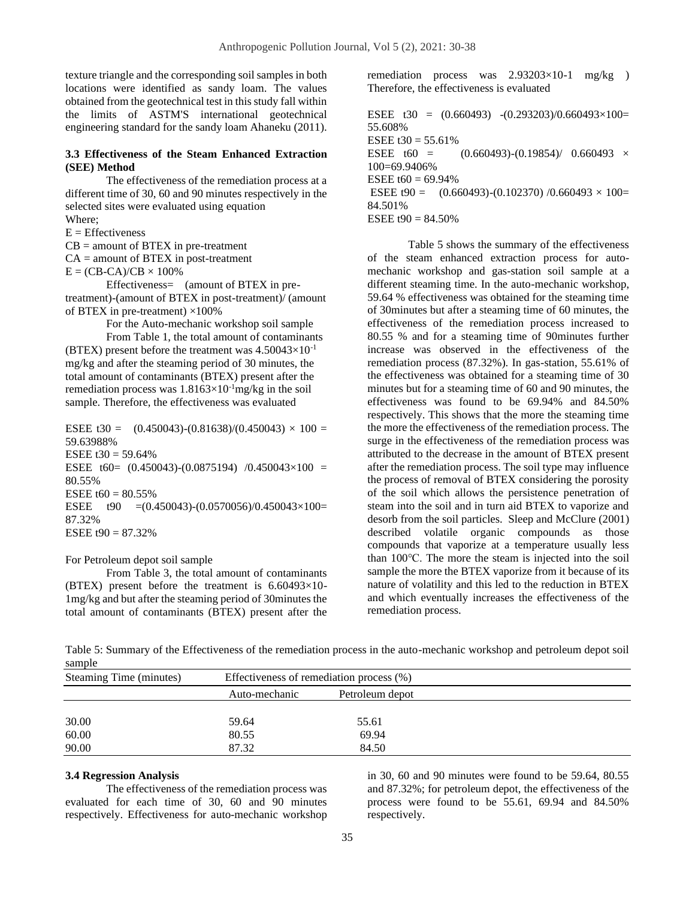texture triangle and the corresponding soil samples in both locations were identified as sandy loam. The values obtained from the geotechnical test in this study fall within the limits of ASTM'S international geotechnical engineering standard for the sandy loam Ahaneku (2011).

### 3.3 Effectiveness of the Steam Enhanced Extraction (SEE) Method

The effectiveness of the remediation process at a different time of 30, 60 and 90 minutes respectively in the selected sites were evaluated using equation

Where;

E = Effectiveness

CB = amount of BTEX in pre-treatment

CA = amount of BTEX in post-treatment

$E = (CB-CA)/CB \times 100\%$

Effectiveness= (amount of BTEX in pre-treatment)-(amount of BTEX in post-treatment)/ (amount of BTEX in pre-treatment) ×100%

For the Auto-mechanic workshop soil sample

From Table 1, the total amount of contaminants (BTEX) present before the treatment was $4.50043 \times 10^{-1}$ mg/kg and after the steaming period of 30 minutes, the total amount of contaminants (BTEX) present after the remediation process was $1.8163 \times 10^{-1}$mg/kg in the soil sample. Therefore, the effectiveness was evaluated

ESEE t30 = (0.450043)-(0.81638)/(0.450043) × 100 = 59.63988%

ESEE t30 = 59.64%

ESEE t60= (0.450043)-(0.0875194) /0.450043×100 = 80.55%

ESEE t60 = 80.55%

ESEE t90 =(0.450043)-(0.0570056)/0.450043×100= 87.32%

ESEE t90 = 87.32%

For Petroleum depot soil sample

From Table 3, the total amount of contaminants (BTEX) present before the treatment is 6.60493×10-1mg/kg and but after the steaming period of 30minutes the total amount of contaminants (BTEX) present after the remediation process was 2.93203×10-1 mg/kg ) Therefore, the effectiveness is evaluated

ESEE t30 = (0.660493) -(0.293203)/0.660493×100= 55.608%

ESEE t30 = 55.61%

ESEE t60 = (0.660493)-(0.19854)/ 0.660493 × 100=69.9406%

ESEE t60 = 69.94%

ESEE t90 = (0.660493)-(0.102370) /0.660493 × 100= 84.501%

ESEE t90 = 84.50%

Table 5 shows the summary of the effectiveness of the steam enhanced extraction process for auto-mechanic workshop and gas-station soil sample at a different steaming time. In the auto-mechanic workshop, 59.64 % effectiveness was obtained for the steaming time of 30minutes but after a steaming time of 60 minutes, the effectiveness of the remediation process increased to 80.55 % and for a steaming time of 90minutes further increase was observed in the effectiveness of the remediation process (87.32%). In gas-station, 55.61% of the effectiveness was obtained for a steaming time of 30 minutes but for a steaming time of 60 and 90 minutes, the effectiveness was found to be 69.94% and 84.50% respectively. This shows that the more the steaming time the more the effectiveness of the remediation process. The surge in the effectiveness of the remediation process was attributed to the decrease in the amount of BTEX present after the remediation process. The soil type may influence the process of removal of BTEX considering the porosity of the soil which allows the persistence penetration of steam into the soil and in turn aid BTEX to vaporize and desorb from the soil particles. Sleep and McClure (2001) described volatile organic compounds as those compounds that vaporize at a temperature usually less than 100°C. The more the steam is injected into the soil sample the more the BTEX vaporize from it because of its nature of volatility and this led to the reduction in BTEX and which eventually increases the effectiveness of the remediation process.

Table 5: Summary of the Effectiveness of the remediation process in the auto-mechanic workshop and petroleum depot soil sample

| Steaming Time (minutes) | Effectiveness of remediation process (%) | |
|---|---|---|
| | Auto-mechanic | Petroleum depot |
| 30.00 | 59.64 | 55.61 |
| 60.00 | 80.55 | 69.94 |
| 90.00 | 87.32 | 84.50 |

### 3.4 Regression Analysis

The effectiveness of the remediation process was evaluated for each time of 30, 60 and 90 minutes respectively. Effectiveness for auto-mechanic workshop in 30, 60 and 90 minutes were found to be 59.64, 80.55 and 87.32%; for petroleum depot, the effectiveness of the process were found to be 55.61, 69.94 and 84.50% respectively.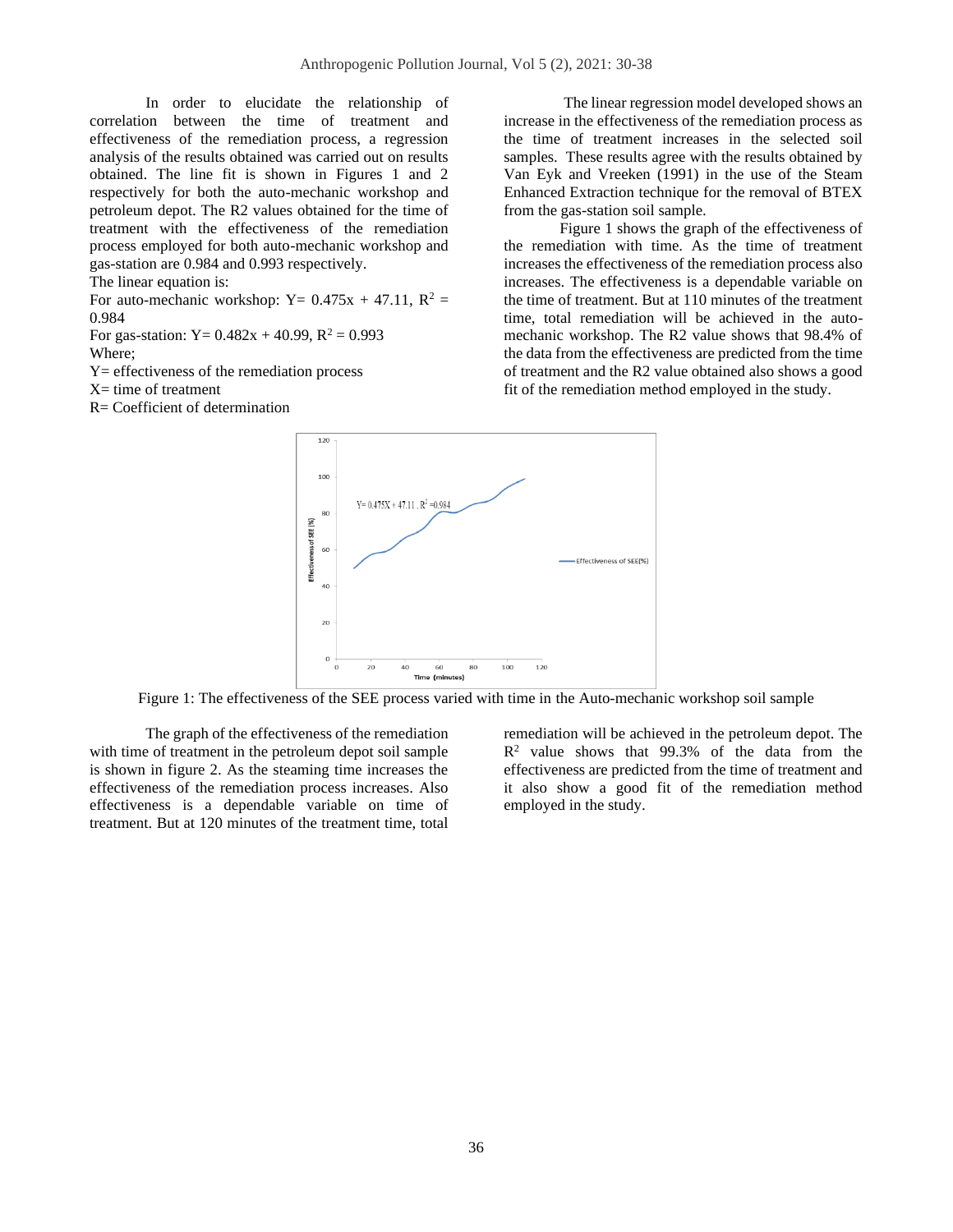In order to elucidate the relationship of correlation between the time of treatment and effectiveness of the remediation process, a regression analysis of the results obtained was carried out on results obtained. The line fit is shown in Figures 1 and 2 respectively for both the auto-mechanic workshop and petroleum depot. The R2 values obtained for the time of treatment with the effectiveness of the remediation process employed for both auto-mechanic workshop and gas-station are 0.984 and 0.993 respectively.

The linear equation is:

For auto-mechanic workshop: $Y = 0.475x + 47.11$, $R^2 = 0.984$

For gas-station: $Y = 0.482x + 40.99$, $R^2 = 0.993$

Where;

Y= effectiveness of the remediation process

X= time of treatment

R= Coefficient of determination

The linear regression model developed shows an increase in the effectiveness of the remediation process as the time of treatment increases in the selected soil samples. These results agree with the results obtained by Van Eyk and Vreeken (1991) in the use of the Steam Enhanced Extraction technique for the removal of BTEX from the gas-station soil sample.

Figure 1 shows the graph of the effectiveness of the remediation with time. As the time of treatment increases the effectiveness of the remediation process also increases. The effectiveness is a dependable variable on the time of treatment. But at 110 minutes of the treatment time, total remediation will be achieved in the auto-mechanic workshop. The R2 value shows that 98.4% of the data from the effectiveness are predicted from the time of treatment and the R2 value obtained also shows a good fit of the remediation method employed in the study.

Figure 1: The effectiveness of the SEE process varied with time in the Auto-mechanic workshop soil sample

The graph of the effectiveness of the remediation with time of treatment in the petroleum depot soil sample is shown in figure 2. As the steaming time increases the effectiveness of the remediation process increases. Also effectiveness is a dependable variable on time of treatment. But at 120 minutes of the treatment time, total remediation will be achieved in the petroleum depot. The $R^2$ value shows that 99.3% of the data from the effectiveness are predicted from the time of treatment and it also show a good fit of the remediation method employed in the study.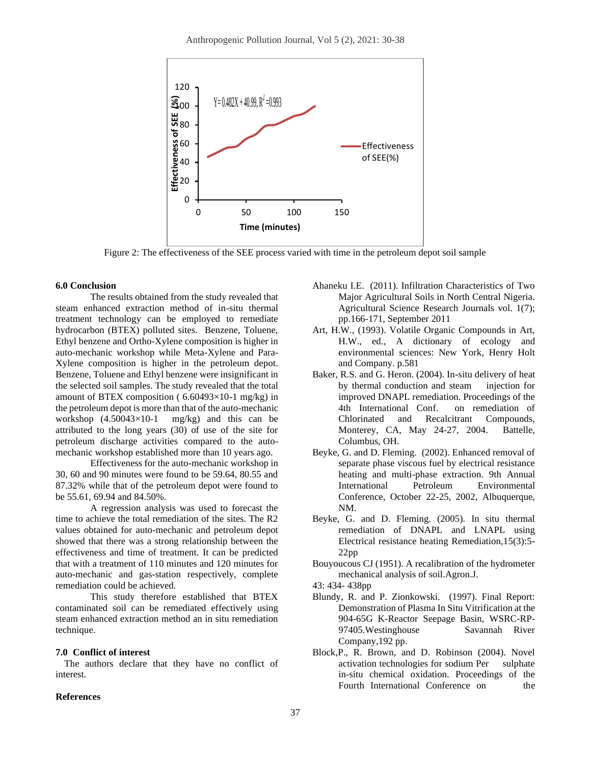Figure 2: The effectiveness of the SEE process varied with time in the petroleum depot soil sample

### 6.0 Conclusion

The results obtained from the study revealed that steam enhanced extraction method of in-situ thermal treatment technology can be employed to remediate hydrocarbon (BTEX) polluted sites. Benzene, Toluene, Ethyl benzene and Ortho-Xylene composition is higher in auto-mechanic workshop while Meta-Xylene and Para-Xylene composition is higher in the petroleum depot. Benzene, Toluene and Ethyl benzene were insignificant in the selected soil samples. The study revealed that the total amount of BTEX composition ( $6.60493\times10^{-1}$ mg/kg) in the petroleum depot is more than that of the auto-mechanic workshop ($4.50043\times10^{-1}$ mg/kg) and this can be attributed to the long years (30) of use of the site for petroleum discharge activities compared to the auto-mechanic workshop established more than 10 years ago.

Effectiveness for the auto-mechanic workshop in 30, 60 and 90 minutes were found to be 59.64, 80.55 and 87.32% while that of the petroleum depot were found to be 55.61, 69.94 and 84.50%.

A regression analysis was used to forecast the time to achieve the total remediation of the sites. The R2 values obtained for auto-mechanic and petroleum depot showed that there was a strong relationship between the effectiveness and time of treatment. It can be predicted that with a treatment of 110 minutes and 120 minutes for auto-mechanic and gas-station respectively, complete remediation could be achieved.

This study therefore established that BTEX contaminated soil can be remediated effectively using steam enhanced extraction method an in situ remediation technique.

### 7.0 Conflict of interest

The authors declare that they have no conflict of interest.

### References

Ahaneku I.E. (2011). Infiltration Characteristics of Two Major Agricultural Soils in North Central Nigeria. Agricultural Science Research Journals vol. 1(7); pp.166-171, September 2011

Art, H.W., (1993). Volatile Organic Compounds in Art, H.W., ed., A dictionary of ecology and environmental sciences: New York, Henry Holt and Company. p.581

Baker, R.S. and G. Heron. (2004). In-situ delivery of heat by thermal conduction and steam injection for improved DNAPL remediation. Proceedings of the 4th International Conf. on remediation of Chlorinated and Recalcitrant Compounds, Monterey, CA, May 24-27, 2004. Battelle, Columbus, OH.

Beyke, G. and D. Fleming. (2002). Enhanced removal of separate phase viscous fuel by electrical resistance heating and multi-phase extraction. 9th Annual International Petroleum Environmental Conference, October 22-25, 2002, Albuquerque, NM.

Beyke, G. and D. Fleming. (2005). In situ thermal remediation of DNAPL and LNAPL using Electrical resistance heating Remediation,15(3):5-22pp

Bouyoucous CJ (1951). A recalibration of the hydrometer mechanical analysis of soil.Agron.J.
43: 434- 438pp

Blundy, R. and P. Zionkowski. (1997). Final Report: Demonstration of Plasma In Situ Vitrification at the 904-65G K-Reactor Seepage Basin, WSRC-RP-97405.Westinghouse Savannah River Company,192 pp.

Block,P., R. Brown, and D. Robinson (2004). Novel activation technologies for sodium Per sulphate in-situ chemical oxidation. Proceedings of the Fourth International Conference on the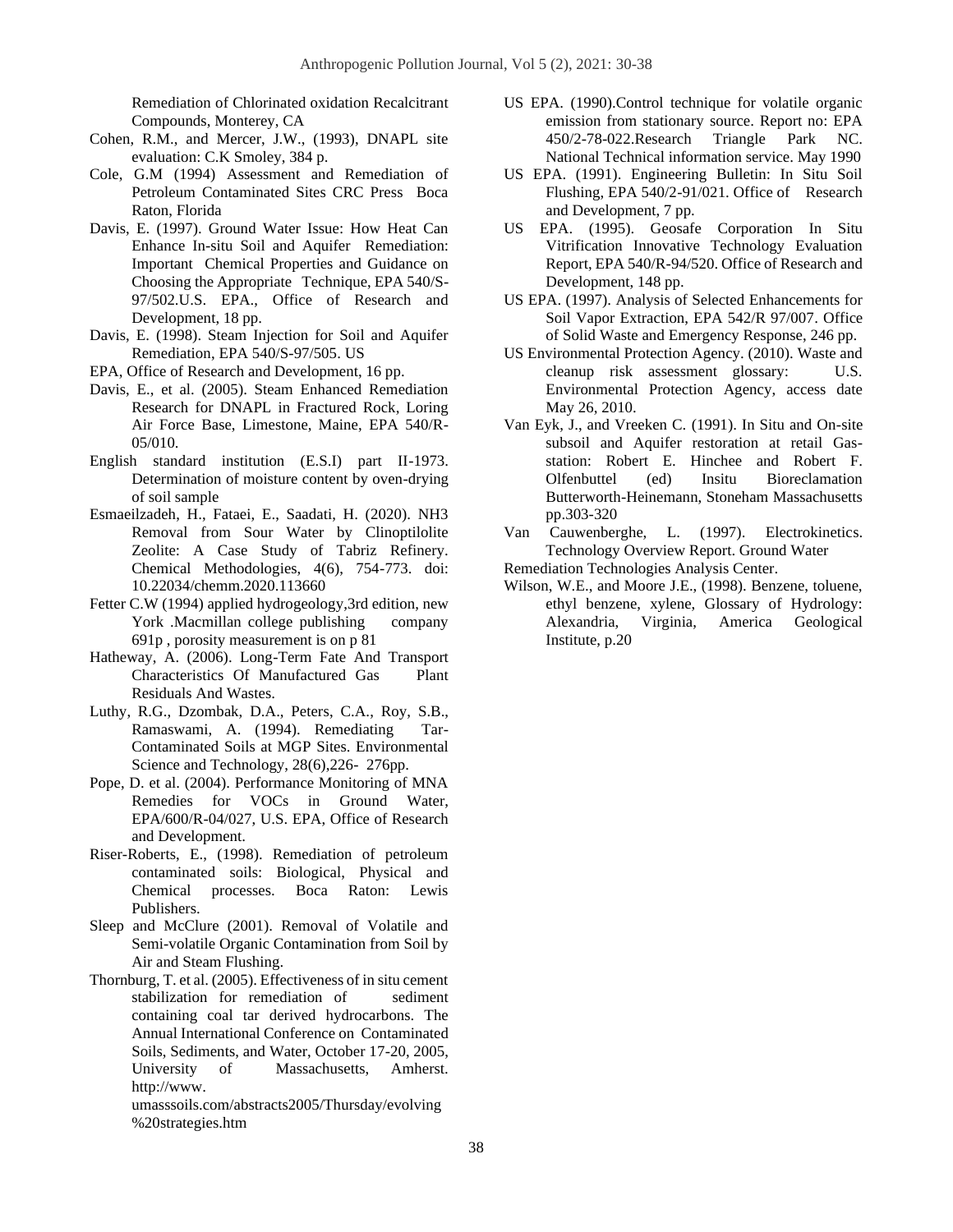Remediation of Chlorinated oxidation Recalcitrant Compounds, Monterey, CA

Cohen, R.M., and Mercer, J.W., (1993), DNAPL site evaluation: C.K Smoley, 384 p.

Cole, G.M (1994) Assessment and Remediation of Petroleum Contaminated Sites CRC Press Boca Raton, Florida

Davis, E. (1997). Ground Water Issue: How Heat Can Enhance In-situ Soil and Aquifer Remediation: Important Chemical Properties and Guidance on Choosing the Appropriate Technique, EPA 540/S-97/502.U.S. EPA., Office of Research and Development, 18 pp.

Davis, E. (1998). Steam Injection for Soil and Aquifer Remediation, EPA 540/S-97/505. US

EPA, Office of Research and Development, 16 pp.

Davis, E., et al. (2005). Steam Enhanced Remediation Research for DNAPL in Fractured Rock, Loring Air Force Base, Limestone, Maine, EPA 540/R-05/010.

English standard institution (E.S.I) part II-1973. Determination of moisture content by oven-drying of soil sample

Esmaeilzadeh, H., Fataei, E., Saadati, H. (2020). NH3 Removal from Sour Water by Clinoptilolite Zeolite: A Case Study of Tabriz Refinery. Chemical Methodologies, 4(6), 754-773. doi: 10.22034/chemm.2020.113660

Fetter C.W (1994) applied hydrogeology,3rd edition, new York .Macmillan college publishing company 691p , porosity measurement is on p 81

Hatheway, A. (2006). Long-Term Fate And Transport Characteristics Of Manufactured Gas Plant Residuals And Wastes.

Luthy, R.G., Dzombak, D.A., Peters, C.A., Roy, S.B., Ramaswami, A. (1994). Remediating Tar-Contaminated Soils at MGP Sites. Environmental Science and Technology, 28(6),226- 276pp.

Pope, D. et al. (2004). Performance Monitoring of MNA Remedies for VOCs in Ground Water, EPA/600/R-04/027, U.S. EPA, Office of Research and Development.

Riser-Roberts, E., (1998). Remediation of petroleum contaminated soils: Biological, Physical and Chemical processes. Boca Raton: Lewis Publishers.

Sleep and McClure (2001). Removal of Volatile and Semi-volatile Organic Contamination from Soil by Air and Steam Flushing.

Thornburg, T. et al. (2005). Effectiveness of in situ cement stabilization for remediation of sediment containing coal tar derived hydrocarbons. The Annual International Conference on Contaminated Soils, Sediments, and Water, October 17-20, 2005, University of Massachusetts, Amherst. http://www. umasssoils.com/abstracts2005/Thursday/evolving%20strategies.htm

US EPA. (1990).Control technique for volatile organic emission from stationary source. Report no: EPA 450/2-78-022.Research Triangle Park NC. National Technical information service. May 1990

US EPA. (1991). Engineering Bulletin: In Situ Soil Flushing, EPA 540/2-91/021. Office of Research and Development, 7 pp.

US EPA. (1995). Geosafe Corporation In Situ Vitrification Innovative Technology Evaluation Report, EPA 540/R-94/520. Office of Research and Development, 148 pp.

US EPA. (1997). Analysis of Selected Enhancements for Soil Vapor Extraction, EPA 542/R 97/007. Office of Solid Waste and Emergency Response, 246 pp.

US Environmental Protection Agency. (2010). Waste and cleanup risk assessment glossary: U.S. Environmental Protection Agency, access date May 26, 2010.

Van Eyk, J., and Vreeken C. (1991). In Situ and On-site subsoil and Aquifer restoration at retail Gas-station: Robert E. Hinchee and Robert F. Olfenbuttel (ed) Insitu Bioreclamation Butterworth-Heinemann, Stoneham Massachusetts pp.303-320

Van Cauwenberghe, L. (1997). Electrokinetics. Technology Overview Report. Ground Water

Remediation Technologies Analysis Center.

Wilson, W.E., and Moore J.E., (1998). Benzene, toluene, ethyl benzene, xylene, Glossary of Hydrology: Alexandria, Virginia, America Geological Institute, p.20